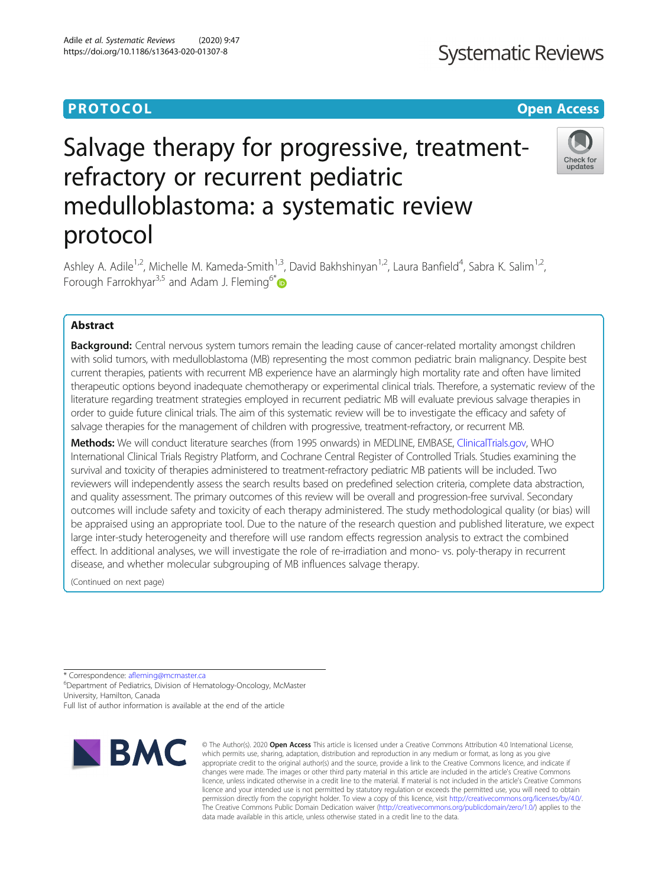# Salvage therapy for progressive, treatment-refractory or recurrent pediatric medulloblastoma: a systematic review protocol

Ashley A. Adile[1,2], Michelle M. Kameda-Smith[1,3], David Bakhshinyan[1,2], Laura Banfield[4], Sabra K. Salim[1,2], Forough Farrokhyar[3,5] and Adam J. Fleming[6*]

## Abstract

**Background:** Central nervous system tumors remain the leading cause of cancer-related mortality amongst children with solid tumors, with medulloblastoma (MB) representing the most common pediatric brain malignancy. Despite best current therapies, patients with recurrent MB experience have an alarmingly high mortality rate and often have limited therapeutic options beyond inadequate chemotherapy or experimental clinical trials. Therefore, a systematic review of the literature regarding treatment strategies employed in recurrent pediatric MB will evaluate previous salvage therapies in order to guide future clinical trials. The aim of this systematic review will be to investigate the efficacy and safety of salvage therapies for the management of children with progressive, treatment-refractory, or recurrent MB.

**Methods:** We will conduct literature searches (from 1995 onwards) in MEDLINE, EMBASE, ClinicalTrials.gov, WHO International Clinical Trials Registry Platform, and Cochrane Central Register of Controlled Trials. Studies examining the survival and toxicity of therapies administered to treatment-refractory pediatric MB patients will be included. Two reviewers will independently assess the search results based on predefined selection criteria, complete data abstraction, and quality assessment. The primary outcomes of this review will be overall and progression-free survival. Secondary outcomes will include safety and toxicity of each therapy administered. The study methodological quality (or bias) will be appraised using an appropriate tool. Due to the nature of the research question and published literature, we expect large inter-study heterogeneity and therefore will use random effects regression analysis to extract the combined effect. In additional analyses, we will investigate the role of re-irradiation and mono- vs. poly-therapy in recurrent disease, and whether molecular subgrouping of MB influences salvage therapy.

(Continued on next page)

\* Correspondence: afleming@mcmaster.ca
[6]Department of Pediatrics, Division of Hematology-Oncology, McMaster University, Hamilton, Canada
Full list of author information is available at the end of the article

© The Author(s). 2020 **Open Access** This article is licensed under a Creative Commons Attribution 4.0 International License, which permits use, sharing, adaptation, distribution and reproduction in any medium or format, as long as you give appropriate credit to the original author(s) and the source, provide a link to the Creative Commons licence, and indicate if changes were made. The images or other third party material in this article are included in the article's Creative Commons licence, unless indicated otherwise in a credit line to the material. If material is not included in the article's Creative Commons licence and your intended use is not permitted by statutory regulation or exceeds the permitted use, you will need to obtain permission directly from the copyright holder. To view a copy of this licence, visit http://creativecommons.org/licenses/by/4.0/. The Creative Commons Public Domain Dedication waiver (http://creativecommons.org/publicdomain/zero/1.0/) applies to the data made available in this article, unless otherwise stated in a credit line to the data.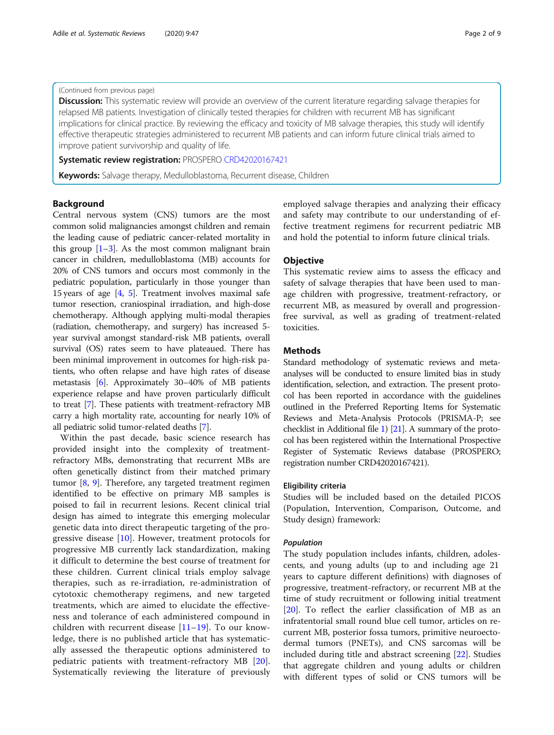(Continued from previous page)

**Discussion:** This systematic review will provide an overview of the current literature regarding salvage therapies for relapsed MB patients. Investigation of clinically tested therapies for children with recurrent MB has significant implications for clinical practice. By reviewing the efficacy and toxicity of MB salvage therapies, this study will identify effective therapeutic strategies administered to recurrent MB patients and can inform future clinical trials aimed to improve patient survivorship and quality of life.

**Systematic review registration:** PROSPERO CRD42020167421

**Keywords:** Salvage therapy, Medulloblastoma, Recurrent disease, Children

## Background

Central nervous system (CNS) tumors are the most common solid malignancies amongst children and remain the leading cause of pediatric cancer-related mortality in this group [1–3]. As the most common malignant brain cancer in children, medulloblastoma (MB) accounts for 20% of CNS tumors and occurs most commonly in the pediatric population, particularly in those younger than 15 years of age [4, 5]. Treatment involves maximal safe tumor resection, craniospinal irradiation, and high-dose chemotherapy. Although applying multi-modal therapies (radiation, chemotherapy, and surgery) has increased 5-year survival amongst standard-risk MB patients, overall survival (OS) rates seem to have plateaued. There has been minimal improvement in outcomes for high-risk patients, who often relapse and have high rates of disease metastasis [6]. Approximately 30–40% of MB patients experience relapse and have proven particularly difficult to treat [7]. These patients with treatment-refractory MB carry a high mortality rate, accounting for nearly 10% of all pediatric solid tumor-related deaths [7].

Within the past decade, basic science research has provided insight into the complexity of treatment-refractory MBs, demonstrating that recurrent MBs are often genetically distinct from their matched primary tumor [8, 9]. Therefore, any targeted treatment regimen identified to be effective on primary MB samples is poised to fail in recurrent lesions. Recent clinical trial design has aimed to integrate this emerging molecular genetic data into direct therapeutic targeting of the progressive disease [10]. However, treatment protocols for progressive MB currently lack standardization, making it difficult to determine the best course of treatment for these children. Current clinical trials employ salvage therapies, such as re-irradiation, re-administration of cytotoxic chemotherapy regimens, and new targeted treatments, which are aimed to elucidate the effectiveness and tolerance of each administered compound in children with recurrent disease [11–19]. To our knowledge, there is no published article that has systematically assessed the therapeutic options administered to pediatric patients with treatment-refractory MB [20]. Systematically reviewing the literature of previously employed salvage therapies and analyzing their efficacy and safety may contribute to our understanding of effective treatment regimens for recurrent pediatric MB and hold the potential to inform future clinical trials.

## Objective

This systematic review aims to assess the efficacy and safety of salvage therapies that have been used to manage children with progressive, treatment-refractory, or recurrent MB, as measured by overall and progression-free survival, as well as grading of treatment-related toxicities.

## Methods

Standard methodology of systematic reviews and meta-analyses will be conducted to ensure limited bias in study identification, selection, and extraction. The present protocol has been reported in accordance with the guidelines outlined in the Preferred Reporting Items for Systematic Reviews and Meta-Analysis Protocols (PRISMA-P; see checklist in Additional file 1) [21]. A summary of the protocol has been registered within the International Prospective Register of Systematic Reviews database (PROSPERO; registration number CRD42020167421).

### Eligibility criteria

Studies will be included based on the detailed PICOS (Population, Intervention, Comparison, Outcome, and Study design) framework:

#### *Population*

The study population includes infants, children, adolescents, and young adults (up to and including age 21 years to capture different definitions) with diagnoses of progressive, treatment-refractory, or recurrent MB at the time of study recruitment or following initial treatment [20]. To reflect the earlier classification of MB as an infratentorial small round blue cell tumor, articles on recurrent MB, posterior fossa tumors, primitive neuroectodermal tumors (PNETs), and CNS sarcomas will be included during title and abstract screening [22]. Studies that aggregate children and young adults or children with different types of solid or CNS tumors will be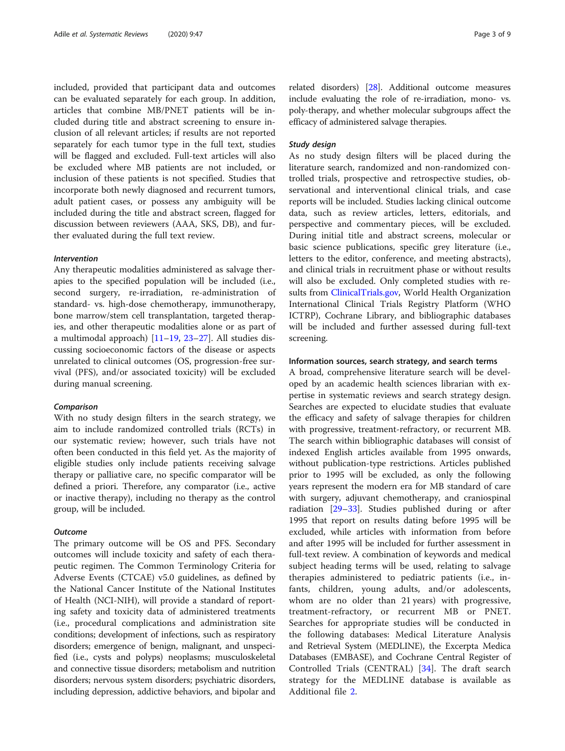included, provided that participant data and outcomes can be evaluated separately for each group. In addition, articles that combine MB/PNET patients will be included during title and abstract screening to ensure inclusion of all relevant articles; if results are not reported separately for each tumor type in the full text, studies will be flagged and excluded. Full-text articles will also be excluded where MB patients are not included, or inclusion of these patients is not specified. Studies that incorporate both newly diagnosed and recurrent tumors, adult patient cases, or possess any ambiguity will be included during the title and abstract screen, flagged for discussion between reviewers (AAA, SKS, DB), and further evaluated during the full text review.

#### *Intervention*

Any therapeutic modalities administered as salvage therapies to the specified population will be included (i.e., second surgery, re-irradiation, re-administration of standard- vs. high-dose chemotherapy, immunotherapy, bone marrow/stem cell transplantation, targeted therapies, and other therapeutic modalities alone or as part of a multimodal approach) [11–19, 23–27]. All studies discussing socioeconomic factors of the disease or aspects unrelated to clinical outcomes (OS, progression-free survival (PFS), and/or associated toxicity) will be excluded during manual screening.

#### *Comparison*

With no study design filters in the search strategy, we aim to include randomized controlled trials (RCTs) in our systematic review; however, such trials have not often been conducted in this field yet. As the majority of eligible studies only include patients receiving salvage therapy or palliative care, no specific comparator will be defined a priori. Therefore, any comparator (i.e., active or inactive therapy), including no therapy as the control group, will be included.

#### *Outcome*

The primary outcome will be OS and PFS. Secondary outcomes will include toxicity and safety of each therapeutic regimen. The Common Terminology Criteria for Adverse Events (CTCAE) v5.0 guidelines, as defined by the National Cancer Institute of the National Institutes of Health (NCI-NIH), will provide a standard of reporting safety and toxicity data of administered treatments (i.e., procedural complications and administration site conditions; development of infections, such as respiratory disorders; emergence of benign, malignant, and unspecified (i.e., cysts and polyps) neoplasms; musculoskeletal and connective tissue disorders; metabolism and nutrition disorders; nervous system disorders; psychiatric disorders, including depression, addictive behaviors, and bipolar and related disorders) [28]. Additional outcome measures include evaluating the role of re-irradiation, mono- vs. poly-therapy, and whether molecular subgroups affect the efficacy of administered salvage therapies.

#### *Study design*

As no study design filters will be placed during the literature search, randomized and non-randomized controlled trials, prospective and retrospective studies, observational and interventional clinical trials, and case reports will be included. Studies lacking clinical outcome data, such as review articles, letters, editorials, and perspective and commentary pieces, will be excluded. During initial title and abstract screens, molecular or basic science publications, specific grey literature (i.e., letters to the editor, conference, and meeting abstracts), and clinical trials in recruitment phase or without results will also be excluded. Only completed studies with results from ClinicalTrials.gov, World Health Organization International Clinical Trials Registry Platform (WHO ICTRP), Cochrane Library, and bibliographic databases will be included and further assessed during full-text screening.

### Information sources, search strategy, and search terms

A broad, comprehensive literature search will be developed by an academic health sciences librarian with expertise in systematic reviews and search strategy design. Searches are expected to elucidate studies that evaluate the efficacy and safety of salvage therapies for children with progressive, treatment-refractory, or recurrent MB. The search within bibliographic databases will consist of indexed English articles available from 1995 onwards, without publication-type restrictions. Articles published prior to 1995 will be excluded, as only the following years represent the modern era for MB standard of care with surgery, adjuvant chemotherapy, and craniospinal radiation [29–33]. Studies published during or after 1995 that report on results dating before 1995 will be excluded, while articles with information from before and after 1995 will be included for further assessment in full-text review. A combination of keywords and medical subject heading terms will be used, relating to salvage therapies administered to pediatric patients (i.e., infants, children, young adults, and/or adolescents, whom are no older than 21 years) with progressive, treatment-refractory, or recurrent MB or PNET. Searches for appropriate studies will be conducted in the following databases: Medical Literature Analysis and Retrieval System (MEDLINE), the Excerpta Medica Databases (EMBASE), and Cochrane Central Register of Controlled Trials (CENTRAL) [34]. The draft search strategy for the MEDLINE database is available as Additional file 2.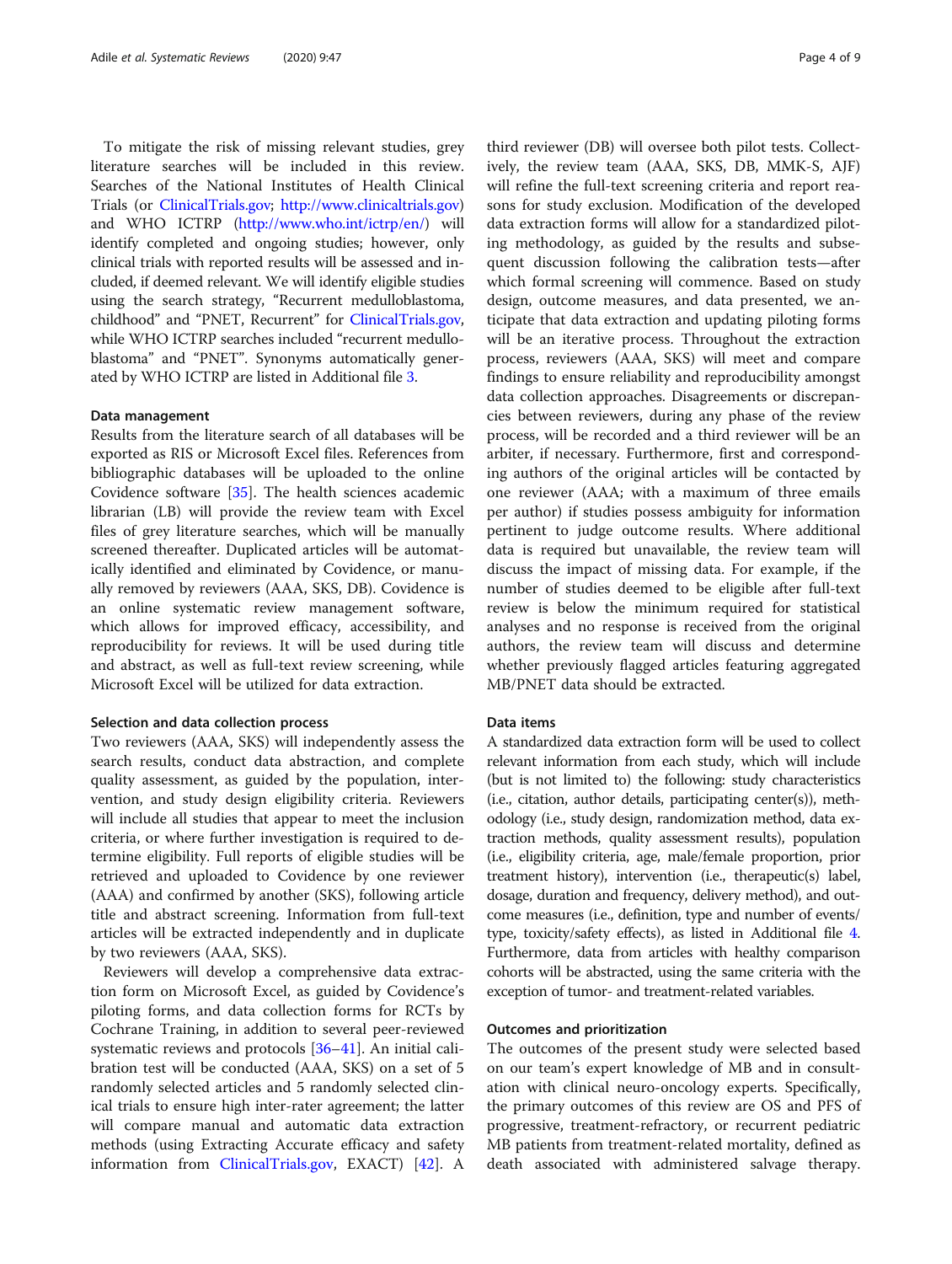To mitigate the risk of missing relevant studies, grey literature searches will be included in this review. Searches of the National Institutes of Health Clinical Trials (or ClinicalTrials.gov; http://www.clinicaltrials.gov) and WHO ICTRP (http://www.who.int/ictrp/en/) will identify completed and ongoing studies; however, only clinical trials with reported results will be assessed and included, if deemed relevant. We will identify eligible studies using the search strategy, "Recurrent medulloblastoma, childhood" and "PNET, Recurrent" for ClinicalTrials.gov, while WHO ICTRP searches included "recurrent medulloblastoma" and "PNET". Synonyms automatically generated by WHO ICTRP are listed in Additional file 3.

#### Data management

Results from the literature search of all databases will be exported as RIS or Microsoft Excel files. References from bibliographic databases will be uploaded to the online Covidence software [35]. The health sciences academic librarian (LB) will provide the review team with Excel files of grey literature searches, which will be manually screened thereafter. Duplicated articles will be automatically identified and eliminated by Covidence, or manually removed by reviewers (AAA, SKS, DB). Covidence is an online systematic review management software, which allows for improved efficacy, accessibility, and reproducibility for reviews. It will be used during title and abstract, as well as full-text review screening, while Microsoft Excel will be utilized for data extraction.

#### Selection and data collection process

Two reviewers (AAA, SKS) will independently assess the search results, conduct data abstraction, and complete quality assessment, as guided by the population, intervention, and study design eligibility criteria. Reviewers will include all studies that appear to meet the inclusion criteria, or where further investigation is required to determine eligibility. Full reports of eligible studies will be retrieved and uploaded to Covidence by one reviewer (AAA) and confirmed by another (SKS), following article title and abstract screening. Information from full-text articles will be extracted independently and in duplicate by two reviewers (AAA, SKS).

Reviewers will develop a comprehensive data extraction form on Microsoft Excel, as guided by Covidence's piloting forms, and data collection forms for RCTs by Cochrane Training, in addition to several peer-reviewed systematic reviews and protocols [36–41]. An initial calibration test will be conducted (AAA, SKS) on a set of 5 randomly selected articles and 5 randomly selected clinical trials to ensure high inter-rater agreement; the latter will compare manual and automatic data extraction methods (using Extracting Accurate efficacy and safety information from ClinicalTrials.gov, EXACT) [42]. A third reviewer (DB) will oversee both pilot tests. Collectively, the review team (AAA, SKS, DB, MMK-S, AJF) will refine the full-text screening criteria and report reasons for study exclusion. Modification of the developed data extraction forms will allow for a standardized piloting methodology, as guided by the results and subsequent discussion following the calibration tests—after which formal screening will commence. Based on study design, outcome measures, and data presented, we anticipate that data extraction and updating piloting forms will be an iterative process. Throughout the extraction process, reviewers (AAA, SKS) will meet and compare findings to ensure reliability and reproducibility amongst data collection approaches. Disagreements or discrepancies between reviewers, during any phase of the review process, will be recorded and a third reviewer will be an arbiter, if necessary. Furthermore, first and corresponding authors of the original articles will be contacted by one reviewer (AAA; with a maximum of three emails per author) if studies possess ambiguity for information pertinent to judge outcome results. Where additional data is required but unavailable, the review team will discuss the impact of missing data. For example, if the number of studies deemed to be eligible after full-text review is below the minimum required for statistical analyses and no response is received from the original authors, the review team will discuss and determine whether previously flagged articles featuring aggregated MB/PNET data should be extracted.

#### Data items

A standardized data extraction form will be used to collect relevant information from each study, which will include (but is not limited to) the following: study characteristics (i.e., citation, author details, participating center(s)), methodology (i.e., study design, randomization method, data extraction methods, quality assessment results), population (i.e., eligibility criteria, age, male/female proportion, prior treatment history), intervention (i.e., therapeutic(s) label, dosage, duration and frequency, delivery method), and outcome measures (i.e., definition, type and number of events/type, toxicity/safety effects), as listed in Additional file 4. Furthermore, data from articles with healthy comparison cohorts will be abstracted, using the same criteria with the exception of tumor- and treatment-related variables.

#### Outcomes and prioritization

The outcomes of the present study were selected based on our team's expert knowledge of MB and in consultation with clinical neuro-oncology experts. Specifically, the primary outcomes of this review are OS and PFS of progressive, treatment-refractory, or recurrent pediatric MB patients from treatment-related mortality, defined as death associated with administered salvage therapy.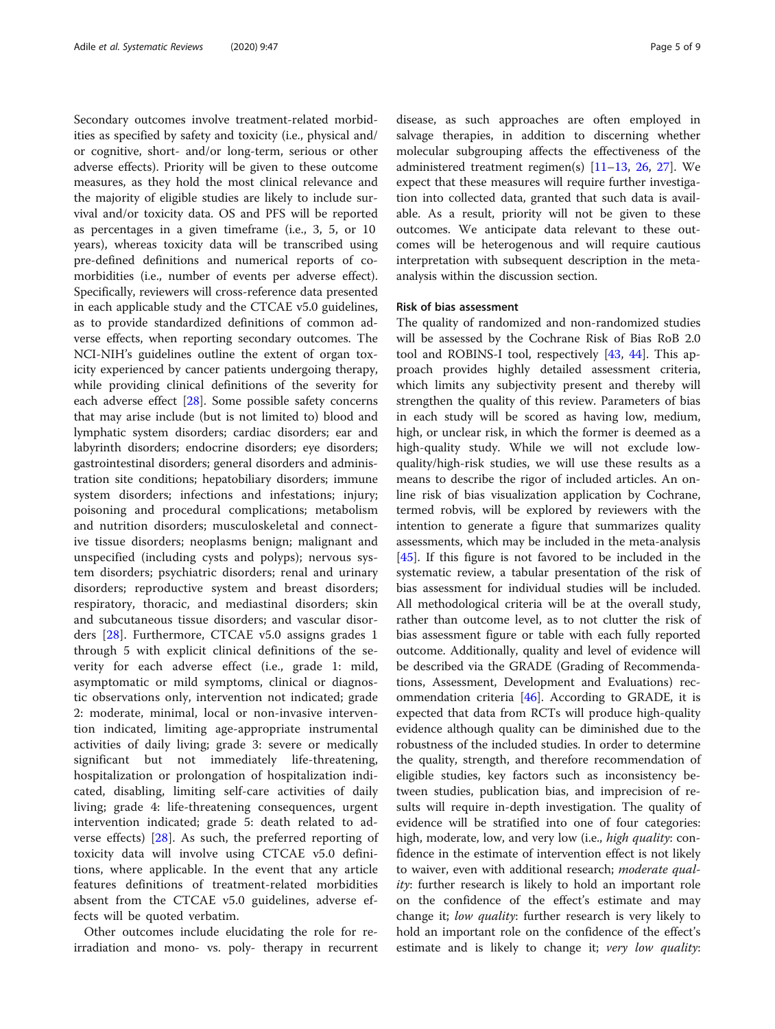Secondary outcomes involve treatment-related morbidities as specified by safety and toxicity (i.e., physical and/or cognitive, short- and/or long-term, serious or other adverse effects). Priority will be given to these outcome measures, as they hold the most clinical relevance and the majority of eligible studies are likely to include survival and/or toxicity data. OS and PFS will be reported as percentages in a given timeframe (i.e., 3, 5, or 10 years), whereas toxicity data will be transcribed using pre-defined definitions and numerical reports of comorbidities (i.e., number of events per adverse effect). Specifically, reviewers will cross-reference data presented in each applicable study and the CTCAE v5.0 guidelines, as to provide standardized definitions of common adverse effects, when reporting secondary outcomes. The NCI-NIH's guidelines outline the extent of organ toxicity experienced by cancer patients undergoing therapy, while providing clinical definitions of the severity for each adverse effect [28]. Some possible safety concerns that may arise include (but is not limited to) blood and lymphatic system disorders; cardiac disorders; ear and labyrinth disorders; endocrine disorders; eye disorders; gastrointestinal disorders; general disorders and administration site conditions; hepatobiliary disorders; immune system disorders; infections and infestations; injury; poisoning and procedural complications; metabolism and nutrition disorders; musculoskeletal and connective tissue disorders; neoplasms benign; malignant and unspecified (including cysts and polyps); nervous system disorders; psychiatric disorders; renal and urinary disorders; reproductive system and breast disorders; respiratory, thoracic, and mediastinal disorders; skin and subcutaneous tissue disorders; and vascular disorders [28]. Furthermore, CTCAE v5.0 assigns grades 1 through 5 with explicit clinical definitions of the severity for each adverse effect (i.e., grade 1: mild, asymptomatic or mild symptoms, clinical or diagnostic observations only, intervention not indicated; grade 2: moderate, minimal, local or non-invasive intervention indicated, limiting age-appropriate instrumental activities of daily living; grade 3: severe or medically significant but not immediately life-threatening, hospitalization or prolongation of hospitalization indicated, disabling, limiting self-care activities of daily living; grade 4: life-threatening consequences, urgent intervention indicated; grade 5: death related to adverse effects) [28]. As such, the preferred reporting of toxicity data will involve using CTCAE v5.0 definitions, where applicable. In the event that any article features definitions of treatment-related morbidities absent from the CTCAE v5.0 guidelines, adverse effects will be quoted verbatim.

Other outcomes include elucidating the role for re-irradiation and mono- vs. poly- therapy in recurrent disease, as such approaches are often employed in salvage therapies, in addition to discerning whether molecular subgrouping affects the effectiveness of the administered treatment regimen(s) [11–13, 26, 27]. We expect that these measures will require further investigation into collected data, granted that such data is available. As a result, priority will not be given to these outcomes. We anticipate data relevant to these outcomes will be heterogenous and will require cautious interpretation with subsequent description in the meta-analysis within the discussion section.

#### Risk of bias assessment

The quality of randomized and non-randomized studies will be assessed by the Cochrane Risk of Bias RoB 2.0 tool and ROBINS-I tool, respectively [43, 44]. This approach provides highly detailed assessment criteria, which limits any subjectivity present and thereby will strengthen the quality of this review. Parameters of bias in each study will be scored as having low, medium, high, or unclear risk, in which the former is deemed as a high-quality study. While we will not exclude low-quality/high-risk studies, we will use these results as a means to describe the rigor of included articles. An online risk of bias visualization application by Cochrane, termed robvis, will be explored by reviewers with the intention to generate a figure that summarizes quality assessments, which may be included in the meta-analysis [45]. If this figure is not favored to be included in the systematic review, a tabular presentation of the risk of bias assessment for individual studies will be included. All methodological criteria will be at the overall study, rather than outcome level, as to not clutter the risk of bias assessment figure or table with each fully reported outcome. Additionally, quality and level of evidence will be described via the GRADE (Grading of Recommendations, Assessment, Development and Evaluations) recommendation criteria [46]. According to GRADE, it is expected that data from RCTs will produce high-quality evidence although quality can be diminished due to the robustness of the included studies. In order to determine the quality, strength, and therefore recommendation of eligible studies, key factors such as inconsistency between studies, publication bias, and imprecision of results will require in-depth investigation. The quality of evidence will be stratified into one of four categories: high, moderate, low, and very low (i.e., *high quality*: confidence in the estimate of intervention effect is not likely to waiver, even with additional research; *moderate quality*: further research is likely to hold an important role on the confidence of the effect's estimate and may change it; *low quality*: further research is very likely to hold an important role on the confidence of the effect's estimate and is likely to change it; *very low quality*: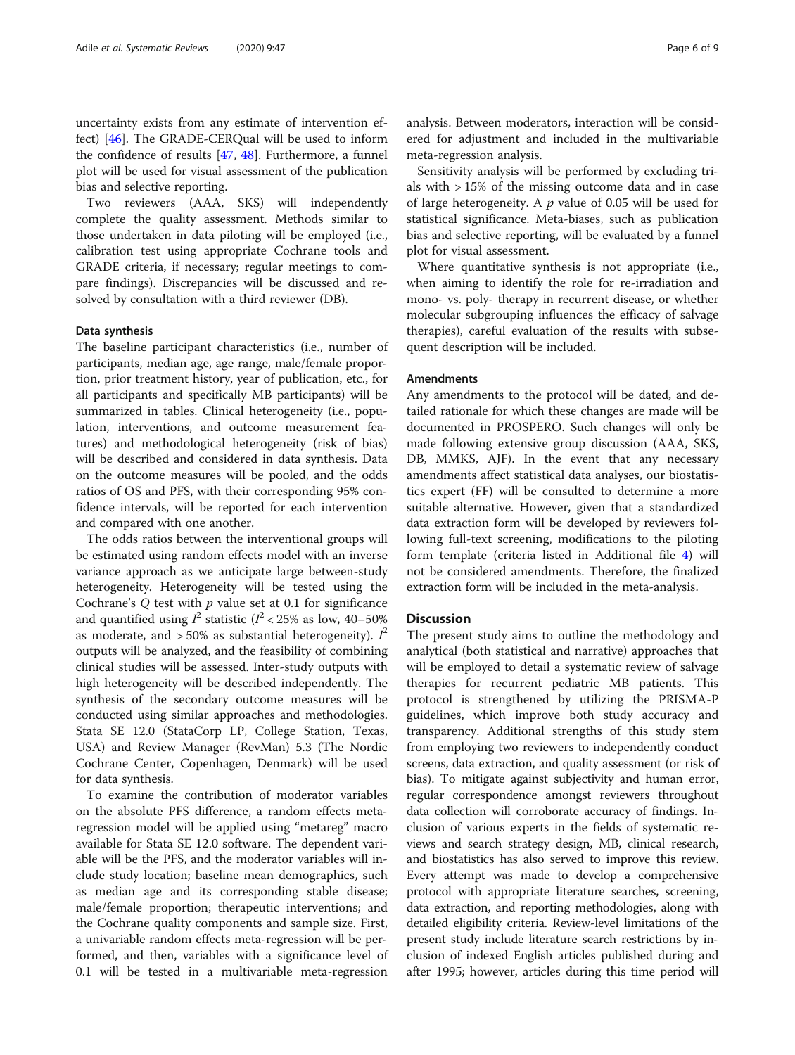uncertainty exists from any estimate of intervention effect) [46]. The GRADE-CERQual will be used to inform the confidence of results [47, 48]. Furthermore, a funnel plot will be used for visual assessment of the publication bias and selective reporting.

Two reviewers (AAA, SKS) will independently complete the quality assessment. Methods similar to those undertaken in data piloting will be employed (i.e., calibration test using appropriate Cochrane tools and GRADE criteria, if necessary; regular meetings to compare findings). Discrepancies will be discussed and resolved by consultation with a third reviewer (DB).

### Data synthesis

The baseline participant characteristics (i.e., number of participants, median age, age range, male/female proportion, prior treatment history, year of publication, etc., for all participants and specifically MB participants) will be summarized in tables. Clinical heterogeneity (i.e., population, interventions, and outcome measurement features) and methodological heterogeneity (risk of bias) will be described and considered in data synthesis. Data on the outcome measures will be pooled, and the odds ratios of OS and PFS, with their corresponding 95% confidence intervals, will be reported for each intervention and compared with one another.

The odds ratios between the interventional groups will be estimated using random effects model with an inverse variance approach as we anticipate large between-study heterogeneity. Heterogeneity will be tested using the Cochrane's $Q$ test with $p$ value set at 0.1 for significance and quantified using $I^2$ statistic ($I^2 < 25\%$ as low, 40–50% as moderate, and > 50% as substantial heterogeneity). $I^2$ outputs will be analyzed, and the feasibility of combining clinical studies will be assessed. Inter-study outputs with high heterogeneity will be described independently. The synthesis of the secondary outcome measures will be conducted using similar approaches and methodologies. Stata SE 12.0 (StataCorp LP, College Station, Texas, USA) and Review Manager (RevMan) 5.3 (The Nordic Cochrane Center, Copenhagen, Denmark) will be used for data synthesis.

To examine the contribution of moderator variables on the absolute PFS difference, a random effects meta-regression model will be applied using "metareg" macro available for Stata SE 12.0 software. The dependent variable will be the PFS, and the moderator variables will include study location; baseline mean demographics, such as median age and its corresponding stable disease; male/female proportion; therapeutic interventions; and the Cochrane quality components and sample size. First, a univariable random effects meta-regression will be performed, and then, variables with a significance level of 0.1 will be tested in a multivariable meta-regression analysis. Between moderators, interaction will be considered for adjustment and included in the multivariable meta-regression analysis.

Sensitivity analysis will be performed by excluding trials with > 15% of the missing outcome data and in case of large heterogeneity. A $p$ value of 0.05 will be used for statistical significance. Meta-biases, such as publication bias and selective reporting, will be evaluated by a funnel plot for visual assessment.

Where quantitative synthesis is not appropriate (i.e., when aiming to identify the role for re-irradiation and mono- vs. poly- therapy in recurrent disease, or whether molecular subgrouping influences the efficacy of salvage therapies), careful evaluation of the results with subsequent description will be included.

### Amendments

Any amendments to the protocol will be dated, and detailed rationale for which these changes are made will be documented in PROSPERO. Such changes will only be made following extensive group discussion (AAA, SKS, DB, MMKS, AJF). In the event that any necessary amendments affect statistical data analyses, our biostatistics expert (FF) will be consulted to determine a more suitable alternative. However, given that a standardized data extraction form will be developed by reviewers following full-text screening, modifications to the piloting form template (criteria listed in Additional file 4) will not be considered amendments. Therefore, the finalized extraction form will be included in the meta-analysis.

## Discussion

The present study aims to outline the methodology and analytical (both statistical and narrative) approaches that will be employed to detail a systematic review of salvage therapies for recurrent pediatric MB patients. This protocol is strengthened by utilizing the PRISMA-P guidelines, which improve both study accuracy and transparency. Additional strengths of this study stem from employing two reviewers to independently conduct screens, data extraction, and quality assessment (or risk of bias). To mitigate against subjectivity and human error, regular correspondence amongst reviewers throughout data collection will corroborate accuracy of findings. Inclusion of various experts in the fields of systematic reviews and search strategy design, MB, clinical research, and biostatistics has also served to improve this review. Every attempt was made to develop a comprehensive protocol with appropriate literature searches, screening, data extraction, and reporting methodologies, along with detailed eligibility criteria. Review-level limitations of the present study include literature search restrictions by inclusion of indexed English articles published during and after 1995; however, articles during this time period will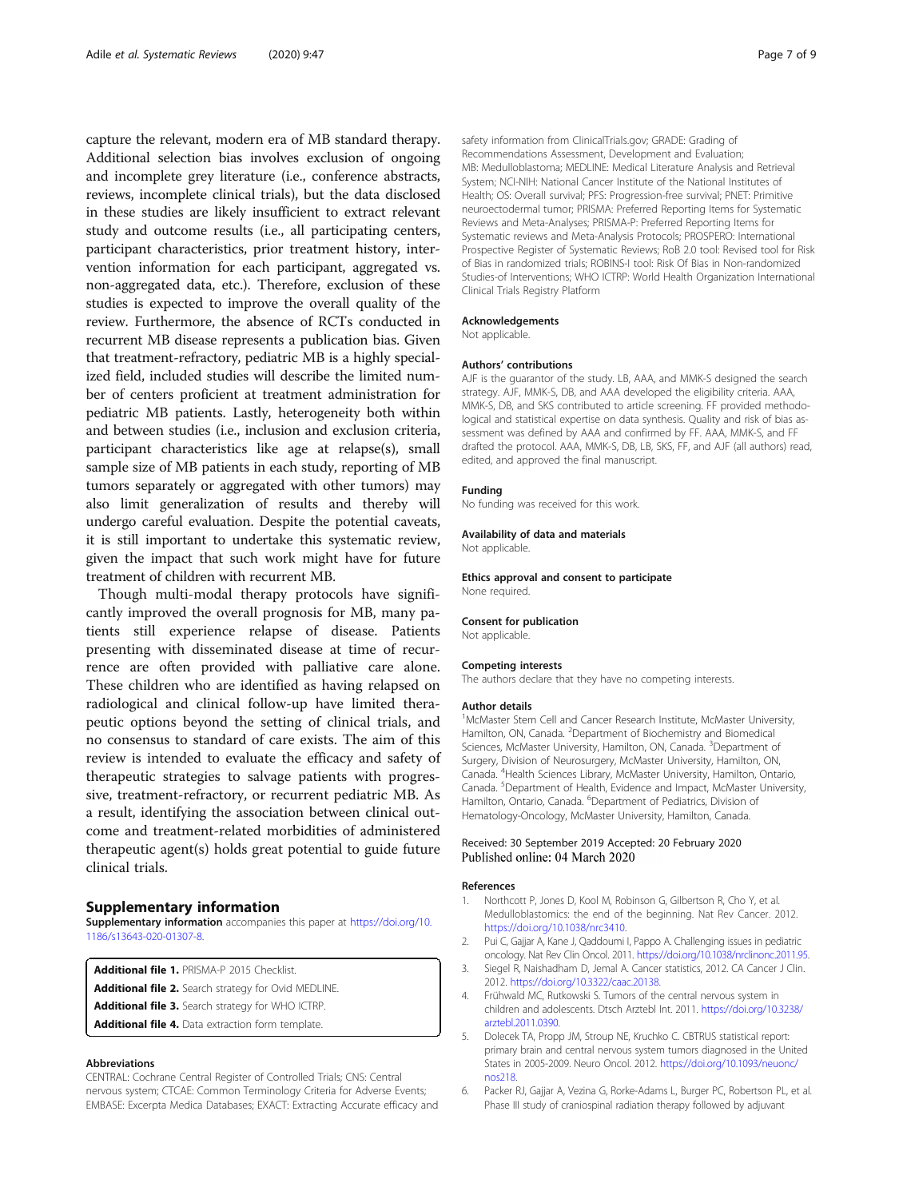capture the relevant, modern era of MB standard therapy. Additional selection bias involves exclusion of ongoing and incomplete grey literature (i.e., conference abstracts, reviews, incomplete clinical trials), but the data disclosed in these studies are likely insufficient to extract relevant study and outcome results (i.e., all participating centers, participant characteristics, prior treatment history, intervention information for each participant, aggregated vs. non-aggregated data, etc.). Therefore, exclusion of these studies is expected to improve the overall quality of the review. Furthermore, the absence of RCTs conducted in recurrent MB disease represents a publication bias. Given that treatment-refractory, pediatric MB is a highly specialized field, included studies will describe the limited number of centers proficient at treatment administration for pediatric MB patients. Lastly, heterogeneity both within and between studies (i.e., inclusion and exclusion criteria, participant characteristics like age at relapse(s), small sample size of MB patients in each study, reporting of MB tumors separately or aggregated with other tumors) may also limit generalization of results and thereby will undergo careful evaluation. Despite the potential caveats, it is still important to undertake this systematic review, given the impact that such work might have for future treatment of children with recurrent MB.

Though multi-modal therapy protocols have significantly improved the overall prognosis for MB, many patients still experience relapse of disease. Patients presenting with disseminated disease at time of recurrence are often provided with palliative care alone. These children who are identified as having relapsed on radiological and clinical follow-up have limited therapeutic options beyond the setting of clinical trials, and no consensus to standard of care exists. The aim of this review is intended to evaluate the efficacy and safety of therapeutic strategies to salvage patients with progressive, treatment-refractory, or recurrent pediatric MB. As a result, identifying the association between clinical outcome and treatment-related morbidities of administered therapeutic agent(s) holds great potential to guide future clinical trials.

## Supplementary information

**Supplementary information** accompanies this paper at https://doi.org/10.1186/s13643-020-01307-8.

**Additional file 1.** PRISMA-P 2015 Checklist.
**Additional file 2.** Search strategy for Ovid MEDLINE.
**Additional file 3.** Search strategy for WHO ICTRP.
**Additional file 4.** Data extraction form template.

#### Abbreviations

CENTRAL: Cochrane Central Register of Controlled Trials; CNS: Central nervous system; CTCAE: Common Terminology Criteria for Adverse Events; EMBASE: Excerpta Medica Databases; EXACT: Extracting Accurate efficacy and safety information from ClinicalTrials.gov; GRADE: Grading of Recommendations Assessment, Development and Evaluation; MB: Medulloblastoma; MEDLINE: Medical Literature Analysis and Retrieval System; NCI-NIH: National Cancer Institute of the National Institutes of Health; OS: Overall survival; PFS: Progression-free survival; PNET: Primitive neuroectodermal tumor; PRISMA: Preferred Reporting Items for Systematic Reviews and Meta-Analyses; PRISMA-P: Preferred Reporting Items for Systematic reviews and Meta-Analysis Protocols; PROSPERO: International Prospective Register of Systematic Reviews; RoB 2.0 tool: Revised tool for Risk of Bias in randomized trials; ROBINS-I tool: Risk Of Bias in Non-randomized Studies-of Interventions; WHO ICTRP: World Health Organization International Clinical Trials Registry Platform

#### Acknowledgements

Not applicable.

#### Authors' contributions

AJF is the guarantor of the study. LB, AAA, and MMK-S designed the search strategy. AJF, MMK-S, DB, and AAA developed the eligibility criteria. AAA, MMK-S, DB, and SKS contributed to article screening. FF provided methodological and statistical expertise on data synthesis. Quality and risk of bias assessment was defined by AAA and confirmed by FF. AAA, MMK-S, and FF drafted the protocol. AAA, MMK-S, DB, LB, SKS, FF, and AJF (all authors) read, edited, and approved the final manuscript.

#### Funding

No funding was received for this work.

#### Availability of data and materials

Not applicable.

#### Ethics approval and consent to participate

None required.

#### Consent for publication

Not applicable.

#### Competing interests

The authors declare that they have no competing interests.

#### Author details

[1]McMaster Stem Cell and Cancer Research Institute, McMaster University, Hamilton, ON, Canada. [2]Department of Biochemistry and Biomedical Sciences, McMaster University, Hamilton, ON, Canada. [3]Department of Surgery, Division of Neurosurgery, McMaster University, Hamilton, ON, Canada. [4]Health Sciences Library, McMaster University, Hamilton, Ontario, Canada. [5]Department of Health, Evidence and Impact, McMaster University, Hamilton, Ontario, Canada. [6]Department of Pediatrics, Division of Hematology-Oncology, McMaster University, Hamilton, Canada.

Received: 30 September 2019 Accepted: 20 February 2020
Published online: 04 March 2020

#### References

1. Northcott P, Jones D, Kool M, Robinson G, Gilbertson R, Cho Y, et al. Medulloblastomics: the end of the beginning. Nat Rev Cancer. 2012. https://doi.org/10.1038/nrc3410.
2. Pui C, Gajjar A, Kane J, Qaddoumi I, Pappo A. Challenging issues in pediatric oncology. Nat Rev Clin Oncol. 2011. https://doi.org/10.1038/nrclinonc.2011.95.
3. Siegel R, Naishadham D, Jemal A. Cancer statistics, 2012. CA Cancer J Clin. 2012. https://doi.org/10.3322/caac.20138.
4. Frühwald MC, Rutkowski S. Tumors of the central nervous system in children and adolescents. Dtsch Arztebl Int. 2011. https://doi.org/10.3238/arztebl.2011.0390.
5. Dolecek TA, Propp JM, Stroup NE, Kruchko C. CBTRUS statistical report: primary brain and central nervous system tumors diagnosed in the United States in 2005-2009. Neuro Oncol. 2012. https://doi.org/10.1093/neuonc/nos218.
6. Packer RJ, Gajjar A, Vezina G, Rorke-Adams L, Burger PC, Robertson PL, et al. Phase III study of craniospinal radiation therapy followed by adjuvant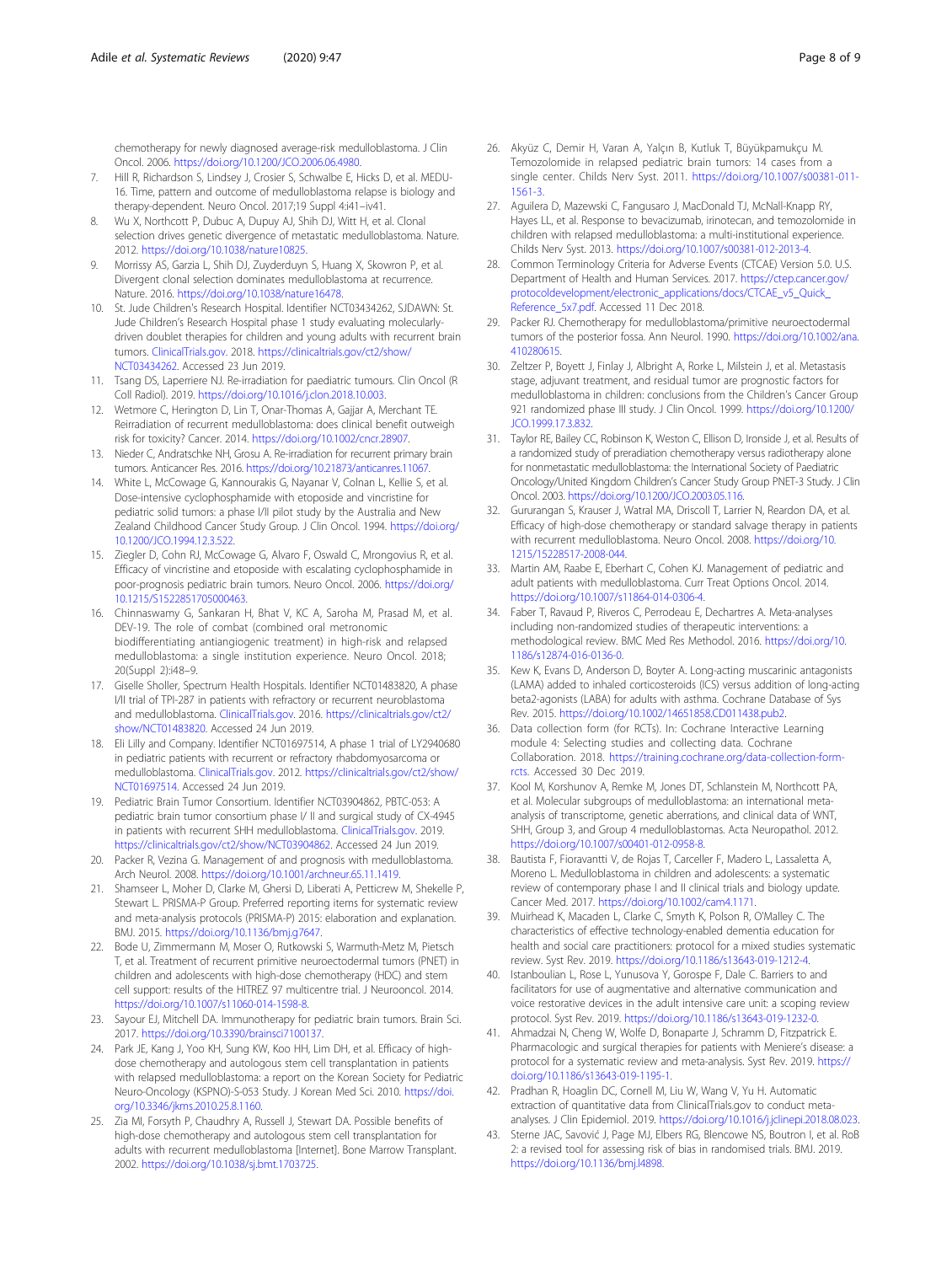chemotherapy for newly diagnosed average-risk medulloblastoma. J Clin Oncol. 2006. https://doi.org/10.1200/JCO.2006.06.4980.

7. Hill R, Richardson S, Lindsey J, Crosier S, Schwalbe E, Hicks D, et al. MEDU-16. Time, pattern and outcome of medulloblastoma relapse is biology and therapy-dependent. Neuro Oncol. 2017;19 Suppl 4:i41–iv41.
8. Wu X, Northcott P, Dubuc A, Dupuy AJ, Shih DJ, Witt H, et al. Clonal selection drives genetic divergence of metastatic medulloblastoma. Nature. 2012. https://doi.org/10.1038/nature10825.
9. Morrissy AS, Garzia L, Shih DJ, Zuyderduyn S, Huang X, Skowron P, et al. Divergent clonal selection dominates medulloblastoma at recurrence. Nature. 2016. https://doi.org/10.1038/nature16478.
10. St. Jude Children's Research Hospital. Identifier NCT03434262, SJDAWN: St. Jude Children's Research Hospital phase 1 study evaluating molecularly-driven doublet therapies for children and young adults with recurrent brain tumors. ClinicalTrials.gov. 2018. https://clinicaltrials.gov/ct2/show/NCT03434262. Accessed 23 Jun 2019.
11. Tsang DS, Laperriere NJ. Re-irradiation for paediatric tumours. Clin Oncol (R Coll Radiol). 2019. https://doi.org/10.1016/j.clon.2018.10.003.
12. Wetmore C, Herington D, Lin T, Onar-Thomas A, Gajjar A, Merchant TE. Reirradiation of recurrent medulloblastoma: does clinical benefit outweigh risk for toxicity? Cancer. 2014. https://doi.org/10.1002/cncr.28907.
13. Nieder C, Andratschke NH, Grosu A. Re-irradiation for recurrent primary brain tumors. Anticancer Res. 2016. https://doi.org/10.21873/anticanres.11067.
14. White L, McCowage G, Kannourakis G, Nayanar V, Colnan L, Kellie S, et al. Dose-intensive cyclophosphamide with etoposide and vincristine for pediatric solid tumors: a phase I/II pilot study by the Australia and New Zealand Childhood Cancer Study Group. J Clin Oncol. 1994. https://doi.org/10.1200/JCO.1994.12.3.522.
15. Ziegler D, Cohn RJ, McCowage G, Alvaro F, Oswald C, Mrongovius R, et al. Efficacy of vincristine and etoposide with escalating cyclophosphamide in poor-prognosis pediatric brain tumors. Neuro Oncol. 2006. https://doi.org/10.1215/S1522851705000463.
16. Chinnaswamy G, Sankaran H, Bhat V, KC A, Saroha M, Prasad M, et al. DEV-19. The role of combat (combined oral metronomic biodifferentiating antiangiogenic treatment) in high-risk and relapsed medulloblastoma: a single institution experience. Neuro Oncol. 2018; 20(Suppl 2):i48–9.
17. Giselle Sholler, Spectrum Health Hospitals. Identifier NCT01483820, A phase I/II trial of TPI-287 in patients with refractory or recurrent neuroblastoma and medulloblastoma. ClinicalTrials.gov. 2016. https://clinicaltrials.gov/ct2/show/NCT01483820. Accessed 24 Jun 2019.
18. Eli Lilly and Company. Identifier NCT01697514, A phase 1 trial of LY2940680 in pediatric patients with recurrent or refractory rhabdomyosarcoma or medulloblastoma. ClinicalTrials.gov. 2012. https://clinicaltrials.gov/ct2/show/NCT01697514. Accessed 24 Jun 2019.
19. Pediatric Brain Tumor Consortium. Identifier NCT03904862, PBTC-053: A pediatric brain tumor consortium phase I/ II and surgical study of CX-4945 in patients with recurrent SHH medulloblastoma. ClinicalTrials.gov. 2019. https://clinicaltrials.gov/ct2/show/NCT03904862. Accessed 24 Jun 2019.
20. Packer R, Vezina G. Management of and prognosis with medulloblastoma. Arch Neurol. 2008. https://doi.org/10.1001/archneur.65.11.1419.
21. Shamseer L, Moher D, Clarke M, Ghersi D, Liberati A, Petticrew M, Shekelle P, Stewart L. PRISMA-P Group. Preferred reporting items for systematic review and meta-analysis protocols (PRISMA-P) 2015: elaboration and explanation. BMJ. 2015. https://doi.org/10.1136/bmj.g7647.
22. Bode U, Zimmermann M, Moser O, Rutkowski S, Warmuth-Metz M, Pietsch T, et al. Treatment of recurrent primitive neuroectodermal tumors (PNET) in children and adolescents with high-dose chemotherapy (HDC) and stem cell support: results of the HITREZ 97 multicentre trial. J Neurooncol. 2014. https://doi.org/10.1007/s11060-014-1598-8.
23. Sayour EJ, Mitchell DA. Immunotherapy for pediatric brain tumors. Brain Sci. 2017. https://doi.org/10.3390/brainsci7100137.
24. Park JE, Kang J, Yoo KH, Sung KW, Koo HH, Lim DH, et al. Efficacy of high-dose chemotherapy and autologous stem cell transplantation in patients with relapsed medulloblastoma: a report on the Korean Society for Pediatric Neuro-Oncology (KSPNO)-S-053 Study. J Korean Med Sci. 2010. https://doi.org/10.3346/jkms.2010.25.8.1160.
25. Zia MI, Forsyth P, Chaudhry A, Russell J, Stewart DA. Possible benefits of high-dose chemotherapy and autologous stem cell transplantation for adults with recurrent medulloblastoma [Internet]. Bone Marrow Transplant. 2002. https://doi.org/10.1038/sj.bmt.1703725.
26. Akyüz C, Demir H, Varan A, Yalçın B, Kutluk T, Büyükpamukçu M. Temozolomide in relapsed pediatric brain tumors: 14 cases from a single center. Childs Nerv Syst. 2011. https://doi.org/10.1007/s00381-011-1561-3.
27. Aguilera D, Mazewski C, Fangusaro J, MacDonald TJ, McNall-Knapp RY, Hayes LL, et al. Response to bevacizumab, irinotecan, and temozolomide in children with relapsed medulloblastoma: a multi-institutional experience. Childs Nerv Syst. 2013. https://doi.org/10.1007/s00381-012-2013-4.
28. Common Terminology Criteria for Adverse Events (CTCAE) Version 5.0. U.S. Department of Health and Human Services. 2017. https://ctep.cancer.gov/protocoldevelopment/electronic_applications/docs/CTCAE_v5_Quick_Reference_5x7.pdf. Accessed 11 Dec 2018.
29. Packer RJ. Chemotherapy for medulloblastoma/primitive neuroectodermal tumors of the posterior fossa. Ann Neurol. 1990. https://doi.org/10.1002/ana.410280615.
30. Zeltzer P, Boyett J, Finlay J, Albright A, Rorke L, Milstein J, et al. Metastasis stage, adjuvant treatment, and residual tumor are prognostic factors for medulloblastoma in children: conclusions from the Children's Cancer Group 921 randomized phase III study. J Clin Oncol. 1999. https://doi.org/10.1200/JCO.1999.17.3.832.
31. Taylor RE, Bailey CC, Robinson K, Weston C, Ellison D, Ironside J, et al. Results of a randomized study of preradiation chemotherapy versus radiotherapy alone for nonmetastatic medulloblastoma: the International Society of Paediatric Oncology/United Kingdom Children's Cancer Study Group PNET-3 Study. J Clin Oncol. 2003. https://doi.org/10.1200/JCO.2003.05.116.
32. Gururangan S, Krauser J, Watral MA, Driscoll T, Larrier N, Reardon DA, et al. Efficacy of high-dose chemotherapy or standard salvage therapy in patients with recurrent medulloblastoma. Neuro Oncol. 2008. https://doi.org/10.1215/15228517-2008-044.
33. Martin AM, Raabe E, Eberhart C, Cohen KJ. Management of pediatric and adult patients with medulloblastoma. Curr Treat Options Oncol. 2014. https://doi.org/10.1007/s11864-014-0306-4.
34. Faber T, Ravaud P, Riveros C, Perrodeau E, Dechartres A. Meta-analyses including non-randomized studies of therapeutic interventions: a methodological review. BMC Med Res Methodol. 2016. https://doi.org/10.1186/s12874-016-0136-0.
35. Kew K, Evans D, Anderson D, Boyter A. Long-acting muscarinic antagonists (LAMA) added to inhaled corticosteroids (ICS) versus addition of long-acting beta2-agonists (LABA) for adults with asthma. Cochrane Database of Sys Rev. 2015. https://doi.org/10.1002/14651858.CD011438.pub2.
36. Data collection form (for RCTs). In: Cochrane Interactive Learning module 4: Selecting studies and collecting data. Cochrane Collaboration. 2018. https://training.cochrane.org/data-collection-form-rcts. Accessed 30 Dec 2019.
37. Kool M, Korshunov A, Remke M, Jones DT, Schlanstein M, Northcott PA, et al. Molecular subgroups of medulloblastoma: an international meta-analysis of transcriptome, genetic aberrations, and clinical data of WNT, SHH, Group 3, and Group 4 medulloblastomas. Acta Neuropathol. 2012. https://doi.org/10.1007/s00401-012-0958-8.
38. Bautista F, Fioravantti V, de Rojas T, Carceller F, Madero L, Lassaletta A, Moreno L. Medulloblastoma in children and adolescents: a systematic review of contemporary phase I and II clinical trials and biology update. Cancer Med. 2017. https://doi.org/10.1002/cam4.1171.
39. Muirhead K, Macaden L, Clarke C, Smyth K, Polson R, O'Malley C. The characteristics of effective technology-enabled dementia education for health and social care practitioners: protocol for a mixed studies systematic review. Syst Rev. 2019. https://doi.org/10.1186/s13643-019-1212-4.
40. Istanboulian L, Rose L, Yunusova Y, Gorospe F, Dale C. Barriers to and facilitators for use of augmentative and alternative communication and voice restorative devices in the adult intensive care unit: a scoping review protocol. Syst Rev. 2019. https://doi.org/10.1186/s13643-019-1232-0.
41. Ahmadzai N, Cheng W, Wolfe D, Bonaparte J, Schramm D, Fitzpatrick E. Pharmacologic and surgical therapies for patients with Meniere's disease: a protocol for a systematic review and meta-analysis. Syst Rev. 2019. https://doi.org/10.1186/s13643-019-1195-1.
42. Pradhan R, Hoaglin DC, Cornell M, Liu W, Wang V, Yu H. Automatic extraction of quantitative data from ClinicalTrials.gov to conduct meta-analyses. J Clin Epidemiol. 2019. https://doi.org/10.1016/j.jclinepi.2018.08.023.
43. Sterne JAC, Savović J, Page MJ, Elbers RG, Blencowe NS, Boutron I, et al. RoB 2: a revised tool for assessing risk of bias in randomised trials. BMJ. 2019. https://doi.org/10.1136/bmj.l4898.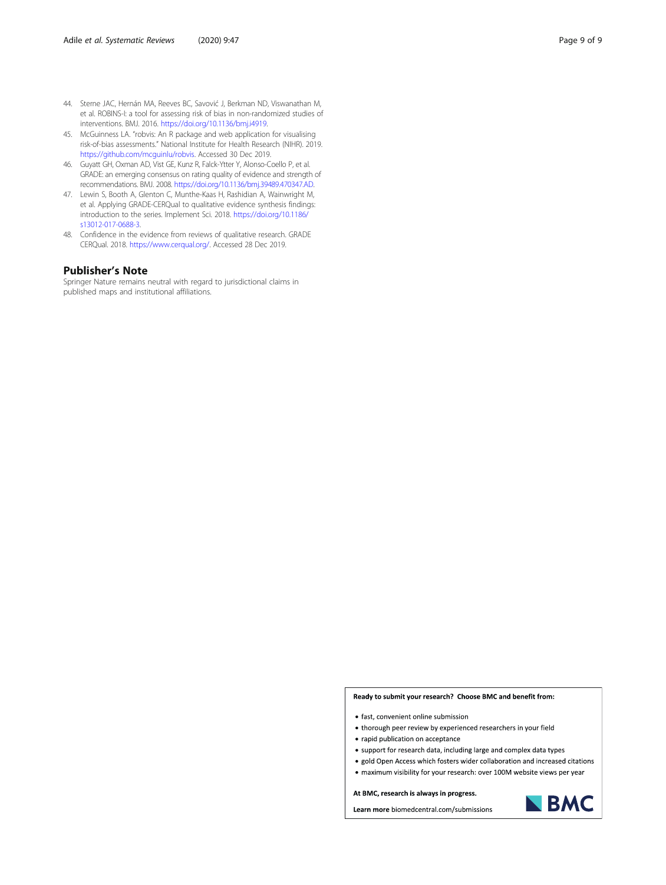44. Sterne JAC, Hernán MA, Reeves BC, Savović J, Berkman ND, Viswanathan M, et al. ROBINS-I: a tool for assessing risk of bias in non-randomized studies of interventions. BMJ. 2016. https://doi.org/10.1136/bmj.i4919.
45. McGuinness LA. "robvis: An R package and web application for visualising risk-of-bias assessments." National Institute for Health Research (NIHR). 2019. https://github.com/mcguinlu/robvis. Accessed 30 Dec 2019.
46. Guyatt GH, Oxman AD, Vist GE, Kunz R, Falck-Ytter Y, Alonso-Coello P, et al. GRADE: an emerging consensus on rating quality of evidence and strength of recommendations. BMJ. 2008. https://doi.org/10.1136/bmj.39489.470347.AD.
47. Lewin S, Booth A, Glenton C, Munthe-Kaas H, Rashidian A, Wainwright M, et al. Applying GRADE-CERQual to qualitative evidence synthesis findings: introduction to the series. Implement Sci. 2018. https://doi.org/10.1186/s13012-017-0688-3.
48. Confidence in the evidence from reviews of qualitative research. GRADE CERQual. 2018. https://www.cerqual.org/. Accessed 28 Dec 2019.

## Publisher's Note

Springer Nature remains neutral with regard to jurisdictional claims in published maps and institutional affiliations.

**Ready to submit your research? Choose BMC and benefit from:**

- fast, convenient online submission
- thorough peer review by experienced researchers in your field
- rapid publication on acceptance
- support for research data, including large and complex data types
- gold Open Access which fosters wider collaboration and increased citations
- maximum visibility for your research: over 100M website views per year

**At BMC, research is always in progress.**

**Learn more** biomedcentral.com/submissions

BMC